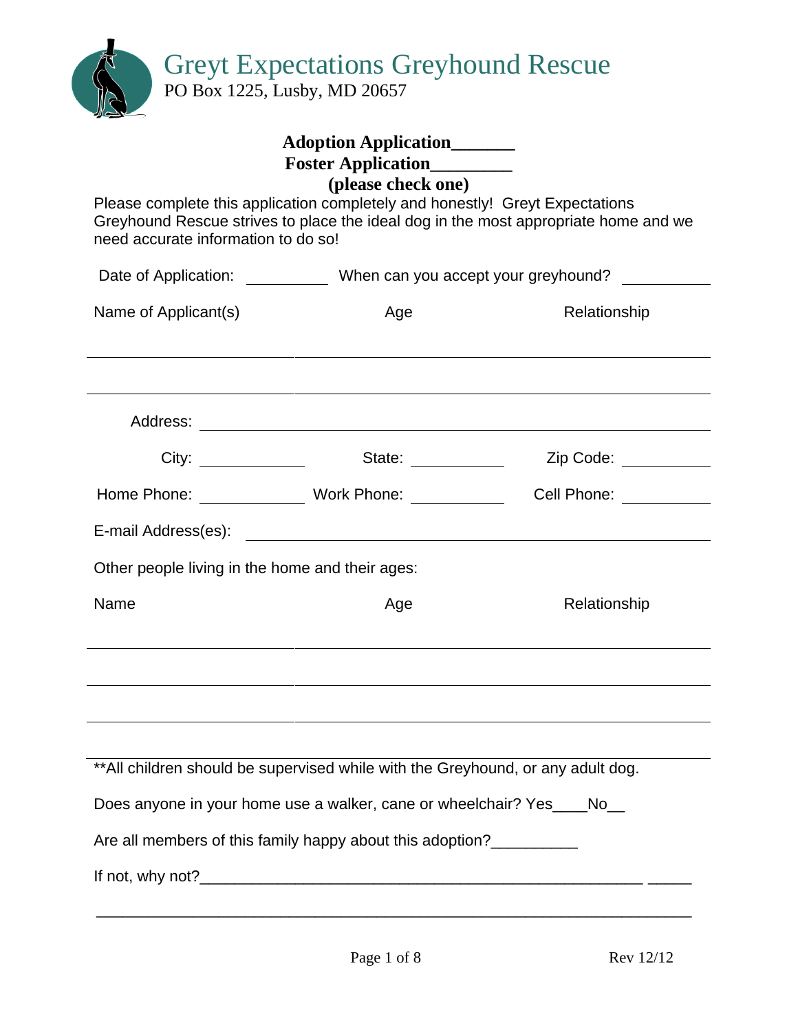# Greyt Expectations Greyhound Rescue

PO Box 1225, Lusby, MD 20657

**Adoption Application_______**

**Foster Application_________**

**(please check one)**

Please complete this application completely and honestly! Greyt Expectations Greyhound Rescue strives to place the ideal dog in the most appropriate home and we need accurate information to do so!

Date of Application: __________ When can you accept your greyhound? __________

| Name of Applicant(s) | Age | Relationship |
|---|---|---|
| | | |
| | | |

Address: ________________________________________

City: ____________ State: ____________ Zip Code: __________

Home Phone: ____________ Work Phone: ____________ Cell Phone: __________

E-mail Address(es): ________________________________________

Other people living in the home and their ages:

| Name | Age | Relationship |
|---|---|---|
| | | |
| | | |
| | | |
| | | |

**All children should be supervised while with the Greyhound, or any adult dog.

Does anyone in your home use a walker, cane or wheelchair? Yes____No__

Are all members of this family happy about this adoption?__________

If not, why not?______________________________________________________ _____

_____________________________________________________________________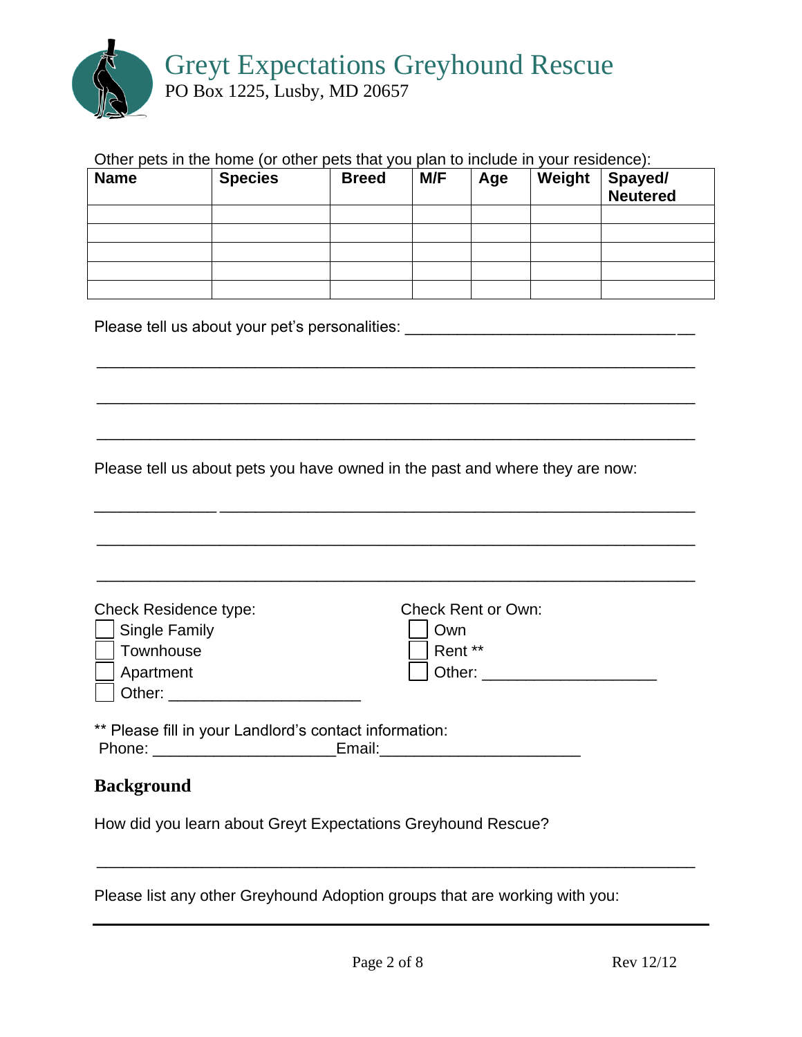# Greyt Expectations Greyhound Rescue

PO Box 1225, Lusby, MD 20657

Other pets in the home (or other pets that you plan to include in your residence):

| Name | Species | Breed | M/F | Age | Weight | Spayed/ Neutered |
|---|---|---|---|---|---|---|
| | | | | | | |
| | | | | | | |
| | | | | | | |
| | | | | | | |
| | | | | | | |

Please tell us about your pet's personalities: ________________________________

________________________________________________________________

________________________________________________________________

________________________________________________________________

Please tell us about pets you have owned in the past and where they are now:

________________________________________________________________

________________________________________________________________

________________________________________________________________

Check Residence type:

- ☐ Single Family
- ☐ Townhouse
- ☐ Apartment
- ☐ Other: ______________________

Check Rent or Own:

- ☐ Own
- ☐ Rent **
- ☐ Other: ____________________

** Please fill in your Landlord's contact information:
Phone: _____________________Email:_______________________

## Background

How did you learn about Greyt Expectations Greyhound Rescue?

________________________________________________________________

Please list any other Greyhound Adoption groups that are working with you:

________________________________________________________________

Rev 12/12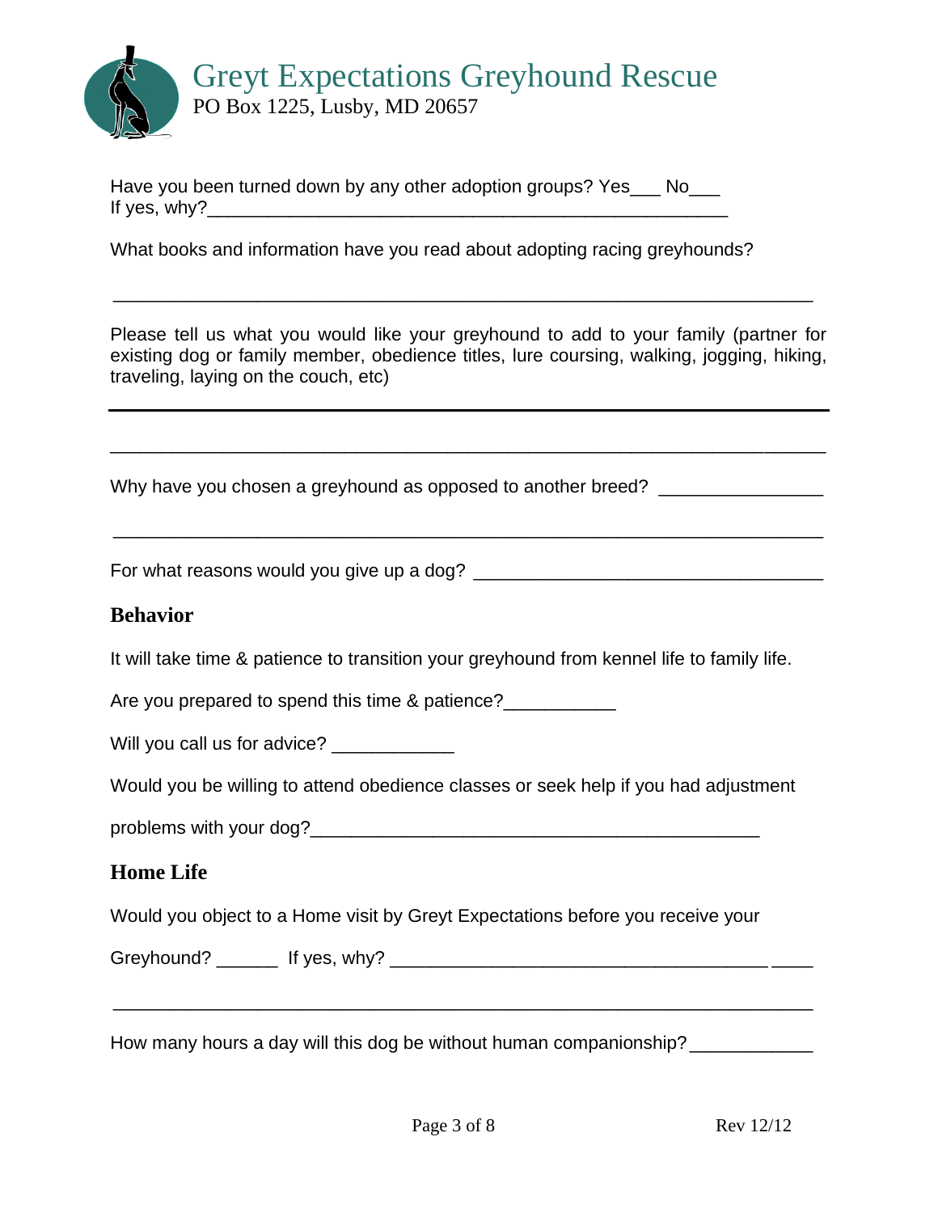# Greyt Expectations Greyhound Rescue

PO Box 1225, Lusby, MD 20657

Have you been turned down by any other adoption groups? Yes___ No___
If yes, why?_____________________________________________________

What books and information have you read about adopting racing greyhounds?

_________________________________________________________________

Please tell us what you would like your greyhound to add to your family (partner for existing dog or family member, obedience titles, lure coursing, walking, jogging, hiking, traveling, laying on the couch, etc)

_________________________________________________________________

_________________________________________________________________

Why have you chosen a greyhound as opposed to another breed? ________________

_________________________________________________________________

For what reasons would you give up a dog? __________________________________

## Behavior

It will take time & patience to transition your greyhound from kennel life to family life.

Are you prepared to spend this time & patience?___________

Will you call us for advice? ____________

Would you be willing to attend obedience classes or seek help if you had adjustment

problems with your dog?_____________________________________________

## Home Life

Would you object to a Home visit by Greyt Expectations before you receive your

Greyhound? ______ If yes, why? ____________________________________________

_________________________________________________________________

How many hours a day will this dog be without human companionship?____________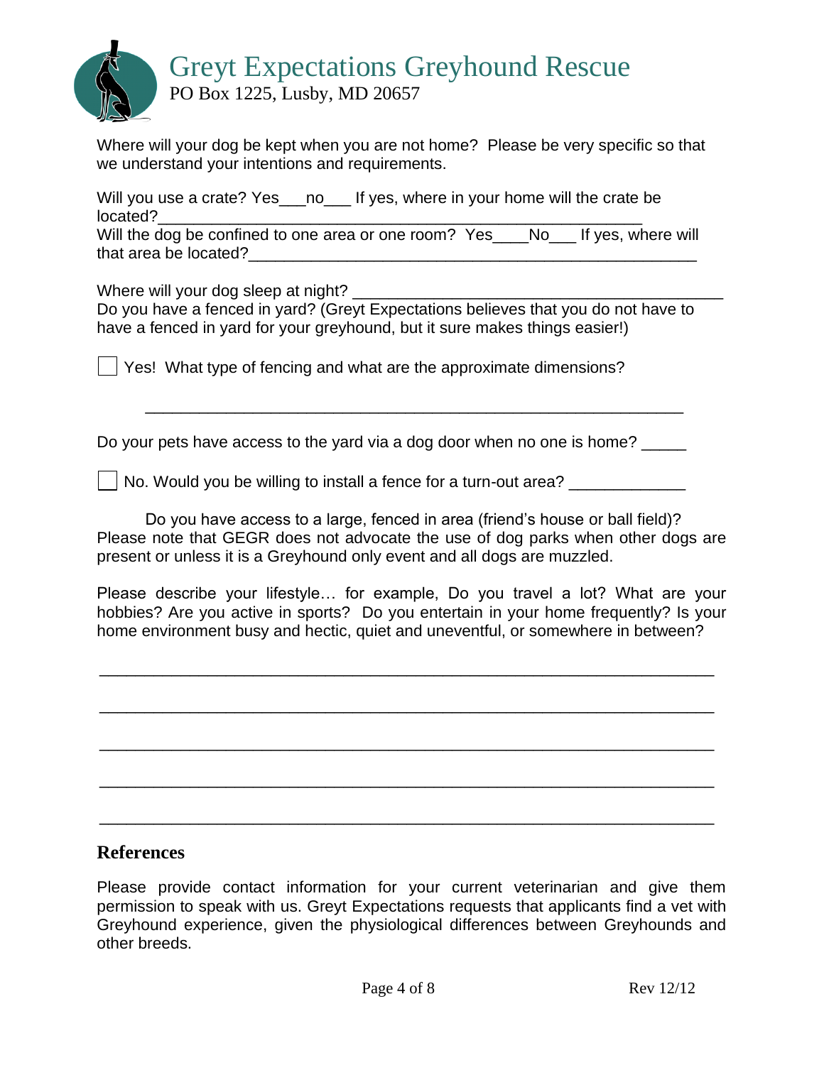Where will your dog be kept when you are not home? Please be very specific so that we understand your intentions and requirements.

Will you use a crate? Yes___no___ If yes, where in your home will the crate be located?_______________________________________________________

Will the dog be confined to one area or one room? Yes____No___ If yes, where will that area be located?_____________________________________________________

Where will your dog sleep at night? ________________________________________

Do you have a fenced in yard? (Greyt Expectations believes that you do not have to have a fenced in yard for your greyhound, but it sure makes things easier!)

☐ Yes! What type of fencing and what are the approximate dimensions?

_____________________________________________________________

Do your pets have access to the yard via a dog door when no one is home? _____

☐ No. Would you be willing to install a fence for a turn-out area? _____________

Do you have access to a large, fenced in area (friend's house or ball field)? Please note that GEGR does not advocate the use of dog parks when other dogs are present or unless it is a Greyhound only event and all dogs are muzzled.

Please describe your lifestyle… for example, Do you travel a lot? What are your hobbies? Are you active in sports? Do you entertain in your home frequently? Is your home environment busy and hectic, quiet and uneventful, or somewhere in between?

_____________________________________________________________________

_____________________________________________________________________

_____________________________________________________________________

_____________________________________________________________________

_____________________________________________________________________

## References

Please provide contact information for your current veterinarian and give them permission to speak with us. Greyt Expectations requests that applicants find a vet with Greyhound experience, given the physiological differences between Greyhounds and other breeds.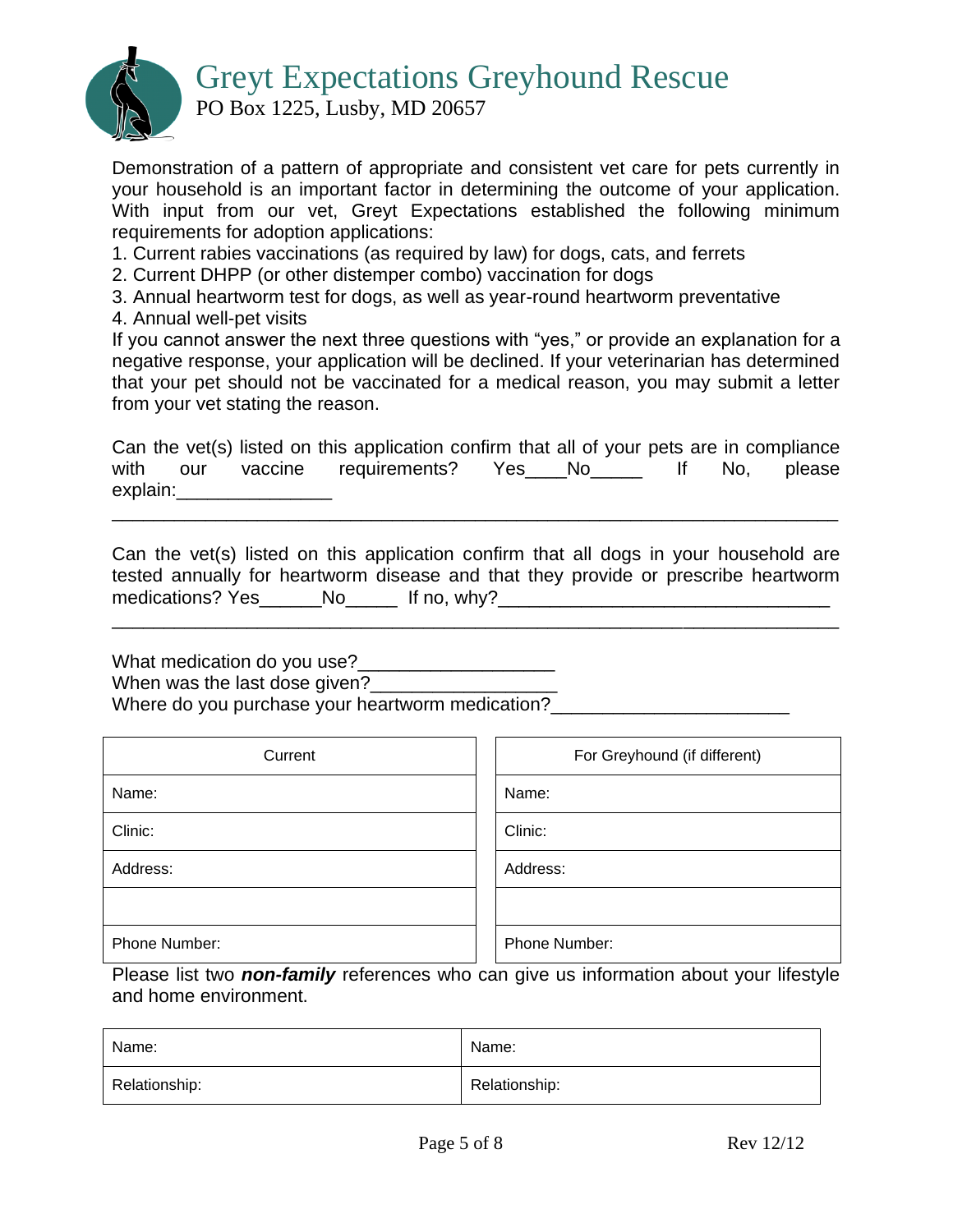# Greyt Expectations Greyhound Rescue

PO Box 1225, Lusby, MD 20657

Demonstration of a pattern of appropriate and consistent vet care for pets currently in your household is an important factor in determining the outcome of your application. With input from our vet, Greyt Expectations established the following minimum requirements for adoption applications:

1. Current rabies vaccinations (as required by law) for dogs, cats, and ferrets
2. Current DHPP (or other distemper combo) vaccination for dogs
3. Annual heartworm test for dogs, as well as year-round heartworm preventative
4. Annual well-pet visits

If you cannot answer the next three questions with "yes," or provide an explanation for a negative response, your application will be declined. If your veterinarian has determined that your pet should not be vaccinated for a medical reason, you may submit a letter from your vet stating the reason.

Can the vet(s) listed on this application confirm that all of your pets are in compliance with our vaccine requirements? Yes____No_____ If No, please explain:_______________

_____________________________________________________________________

Can the vet(s) listed on this application confirm that all dogs in your household are tested annually for heartworm disease and that they provide or prescribe heartworm medications? Yes______No_____ If no, why?________________________________

_____________________________________________________________________

What medication do you use?___________________

When was the last dose given?__________________

Where do you purchase your heartworm medication?_______________________

| Current | For Greyhound (if different) |
|---|---|
| Name: | Name: |
| Clinic: | Clinic: |
| Address: | Address: |
| | |
| Phone Number: | Phone Number: |

Please list two ***non-family*** references who can give us information about your lifestyle and home environment.

| Name: | Name: |
|---|---|
| Relationship: | Relationship: |

Rev 12/12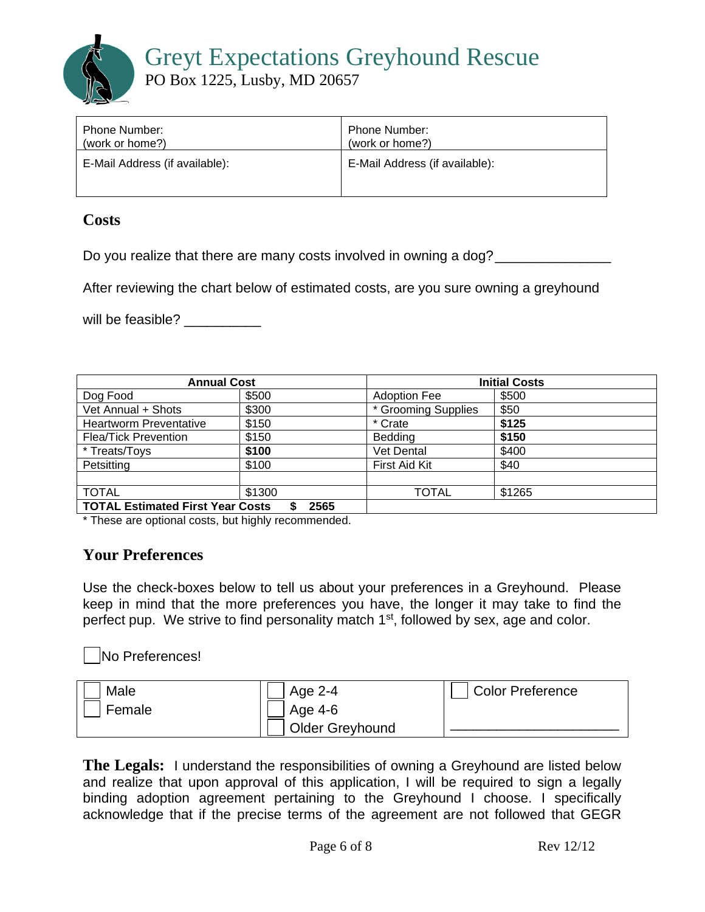# Greyt Expectations Greyhound Rescue

PO Box 1225, Lusby, MD 20657

| Phone Number: (work or home?) | Phone Number: (work or home?) |
|---|---|
| E-Mail Address (if available): | E-Mail Address (if available): |

## Costs

Do you realize that there are many costs involved in owning a dog? _______________

After reviewing the chart below of estimated costs, are you sure owning a greyhound will be feasible? __________

| **Annual Cost** | | **Initial Costs** | |
|---|---|---|---|
| Dog Food | $500 | Adoption Fee | $500 |
| Vet Annual + Shots | $300 | * Grooming Supplies | $50 |
| Heartworm Preventative | $150 | * Crate | **$125** |
| Flea/Tick Prevention | $150 | Bedding | **$150** |
| * Treats/Toys | **$100** | Vet Dental | $400 |
| Petsitting | $100 | First Aid Kit | $40 |
| | | | |
| TOTAL | $1300 | TOTAL | $1265 |
| **TOTAL Estimated First Year Costs** | **$ 2565** | | |

* These are optional costs, but highly recommended.

## Your Preferences

Use the check-boxes below to tell us about your preferences in a Greyhound. Please keep in mind that the more preferences you have, the longer it may take to find the perfect pup. We strive to find personality match 1st, followed by sex, age and color.

☐ No Preferences!

| | | |
|---|---|---|
| ☐ Male | ☐ Age 2-4 | ☐ Color Preference |
| ☐ Female | ☐ Age 4-6 | |
| | ☐ Older Greyhound | ______________________ |

**The Legals:** I understand the responsibilities of owning a Greyhound are listed below and realize that upon approval of this application, I will be required to sign a legally binding adoption agreement pertaining to the Greyhound I choose. I specifically acknowledge that if the precise terms of the agreement are not followed that GEGR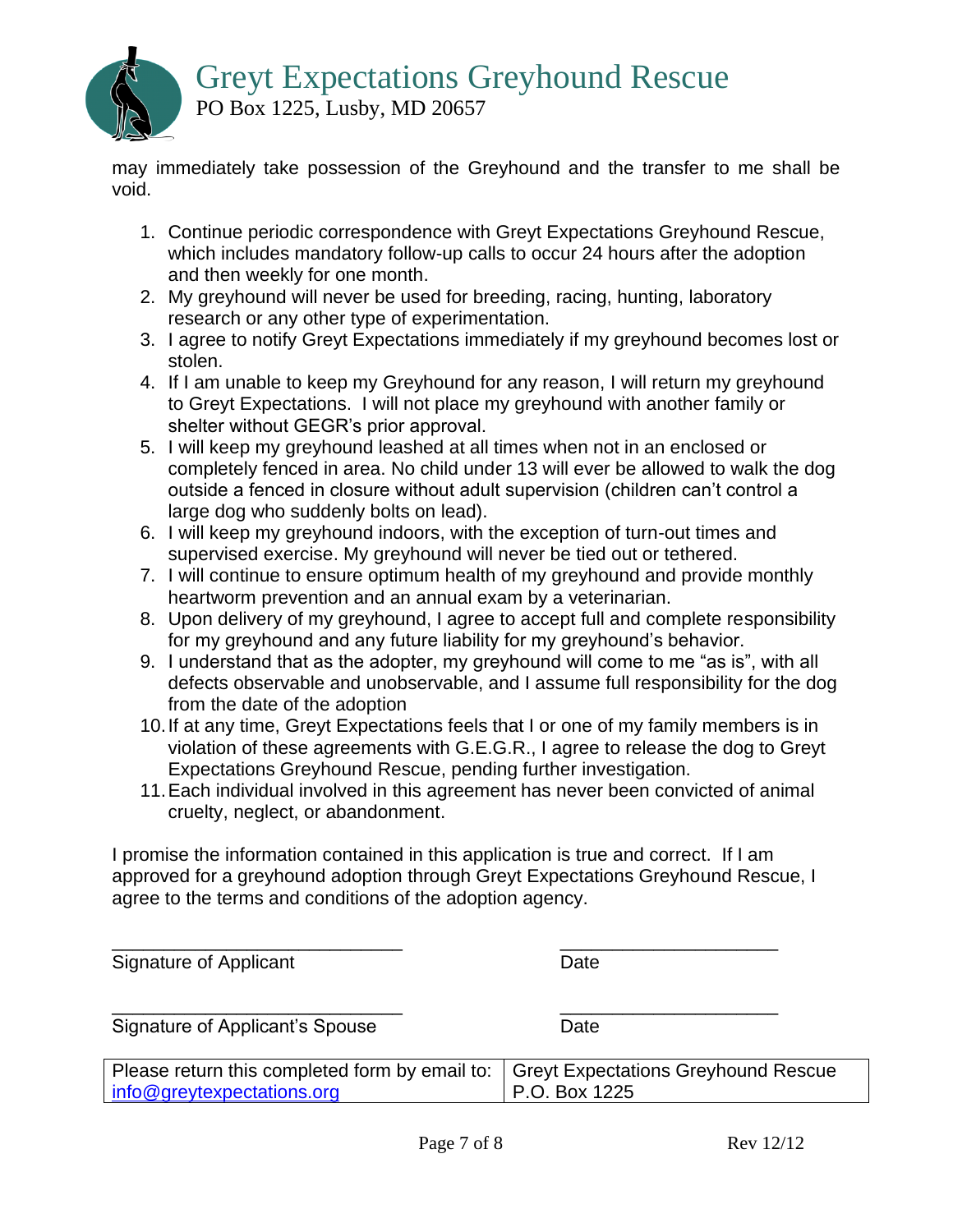may immediately take possession of the Greyhound and the transfer to me shall be void.

1. Continue periodic correspondence with Greyt Expectations Greyhound Rescue, which includes mandatory follow-up calls to occur 24 hours after the adoption and then weekly for one month.
2. My greyhound will never be used for breeding, racing, hunting, laboratory research or any other type of experimentation.
3. I agree to notify Greyt Expectations immediately if my greyhound becomes lost or stolen.
4. If I am unable to keep my Greyhound for any reason, I will return my greyhound to Greyt Expectations. I will not place my greyhound with another family or shelter without GEGR's prior approval.
5. I will keep my greyhound leashed at all times when not in an enclosed or completely fenced in area. No child under 13 will ever be allowed to walk the dog outside a fenced in closure without adult supervision (children can't control a large dog who suddenly bolts on lead).
6. I will keep my greyhound indoors, with the exception of turn-out times and supervised exercise. My greyhound will never be tied out or tethered.
7. I will continue to ensure optimum health of my greyhound and provide monthly heartworm prevention and an annual exam by a veterinarian.
8. Upon delivery of my greyhound, I agree to accept full and complete responsibility for my greyhound and any future liability for my greyhound's behavior.
9. I understand that as the adopter, my greyhound will come to me "as is", with all defects observable and unobservable, and I assume full responsibility for the dog from the date of the adoption
10. If at any time, Greyt Expectations feels that I or one of my family members is in violation of these agreements with G.E.G.R., I agree to release the dog to Greyt Expectations Greyhound Rescue, pending further investigation.
11. Each individual involved in this agreement has never been convicted of animal cruelty, neglect, or abandonment.

I promise the information contained in this application is true and correct. If I am approved for a greyhound adoption through Greyt Expectations Greyhound Rescue, I agree to the terms and conditions of the adoption agency.

____________________________ ____________________
Signature of Applicant Date

____________________________ ____________________
Signature of Applicant's Spouse Date

| Please return this completed form by email to: info@greytexpectations.org | Greyt Expectations Greyhound Rescue P.O. Box 1225 |
|---|---|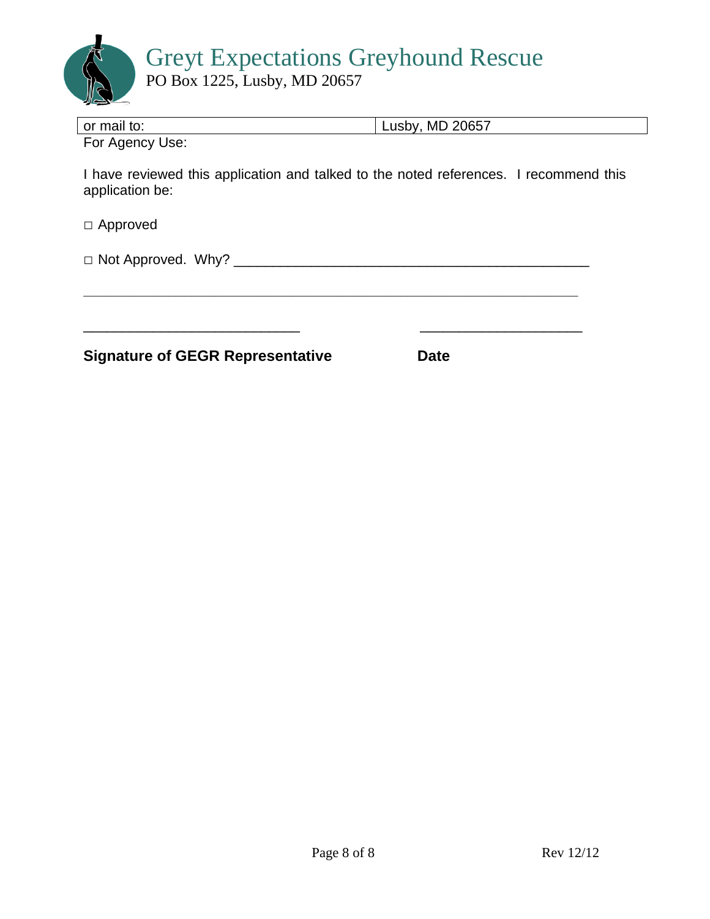# Greyt Expectations Greyhound Rescue

PO Box 1225, Lusby, MD 20657

| | |
|---|---|
| or mail to: | Lusby, MD 20657 |

For Agency Use:

I have reviewed this application and talked to the noted references. I recommend this application be:

□ Approved

□ Not Approved. Why? _______________________________________________

_________________________________________________________________

____________________________ ____________________

**Signature of GEGR Representative** **Date**

Rev 12/12